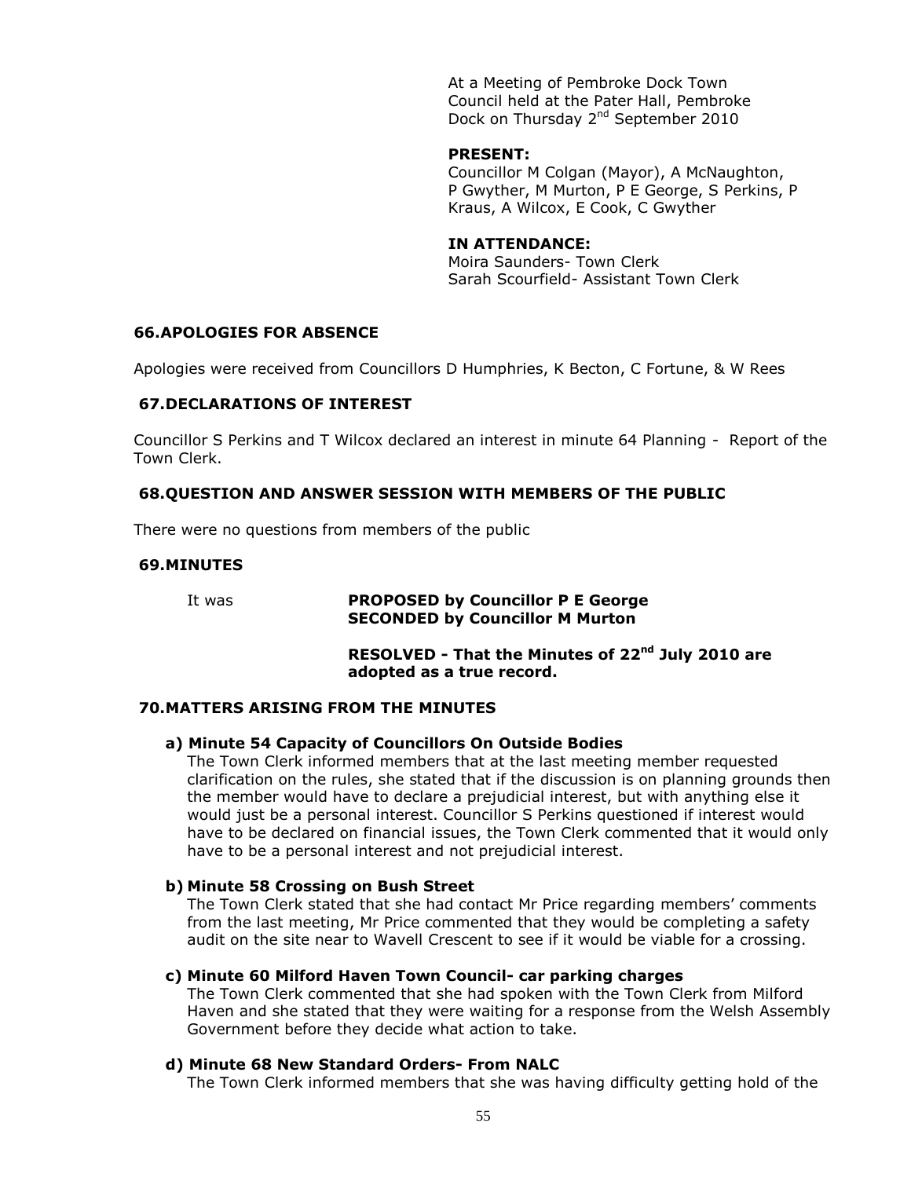At a Meeting of Pembroke Dock Town Council held at the Pater Hall, Pembroke Dock on Thursday 2nd September 2010

**PRESENT:**
Councillor M Colgan (Mayor), A McNaughton, P Gwyther, M Murton, P E George, S Perkins, P Kraus, A Wilcox, E Cook, C Gwyther

**IN ATTENDANCE:**
Moira Saunders- Town Clerk
Sarah Scourfield- Assistant Town Clerk

## 66.APOLOGIES FOR ABSENCE

Apologies were received from Councillors D Humphries, K Becton, C Fortune, & W Rees

## 67.DECLARATIONS OF INTEREST

Councillor S Perkins and T Wilcox declared an interest in minute 64 Planning - Report of the Town Clerk.

## 68.QUESTION AND ANSWER SESSION WITH MEMBERS OF THE PUBLIC

There were no questions from members of the public

## 69.MINUTES

It was **PROPOSED by Councillor P E George**
**SECONDED by Councillor M Murton**

**RESOLVED - That the Minutes of 22nd July 2010 are adopted as a true record.**

## 70.MATTERS ARISING FROM THE MINUTES

### a) Minute 54 Capacity of Councillors On Outside Bodies

The Town Clerk informed members that at the last meeting member requested clarification on the rules, she stated that if the discussion is on planning grounds then the member would have to declare a prejudicial interest, but with anything else it would just be a personal interest. Councillor S Perkins questioned if interest would have to be declared on financial issues, the Town Clerk commented that it would only have to be a personal interest and not prejudicial interest.

### b) Minute 58 Crossing on Bush Street

The Town Clerk stated that she had contact Mr Price regarding members' comments from the last meeting, Mr Price commented that they would be completing a safety audit on the site near to Wavell Crescent to see if it would be viable for a crossing.

### c) Minute 60 Milford Haven Town Council- car parking charges

The Town Clerk commented that she had spoken with the Town Clerk from Milford Haven and she stated that they were waiting for a response from the Welsh Assembly Government before they decide what action to take.

### d) Minute 68 New Standard Orders- From NALC

The Town Clerk informed members that she was having difficulty getting hold of the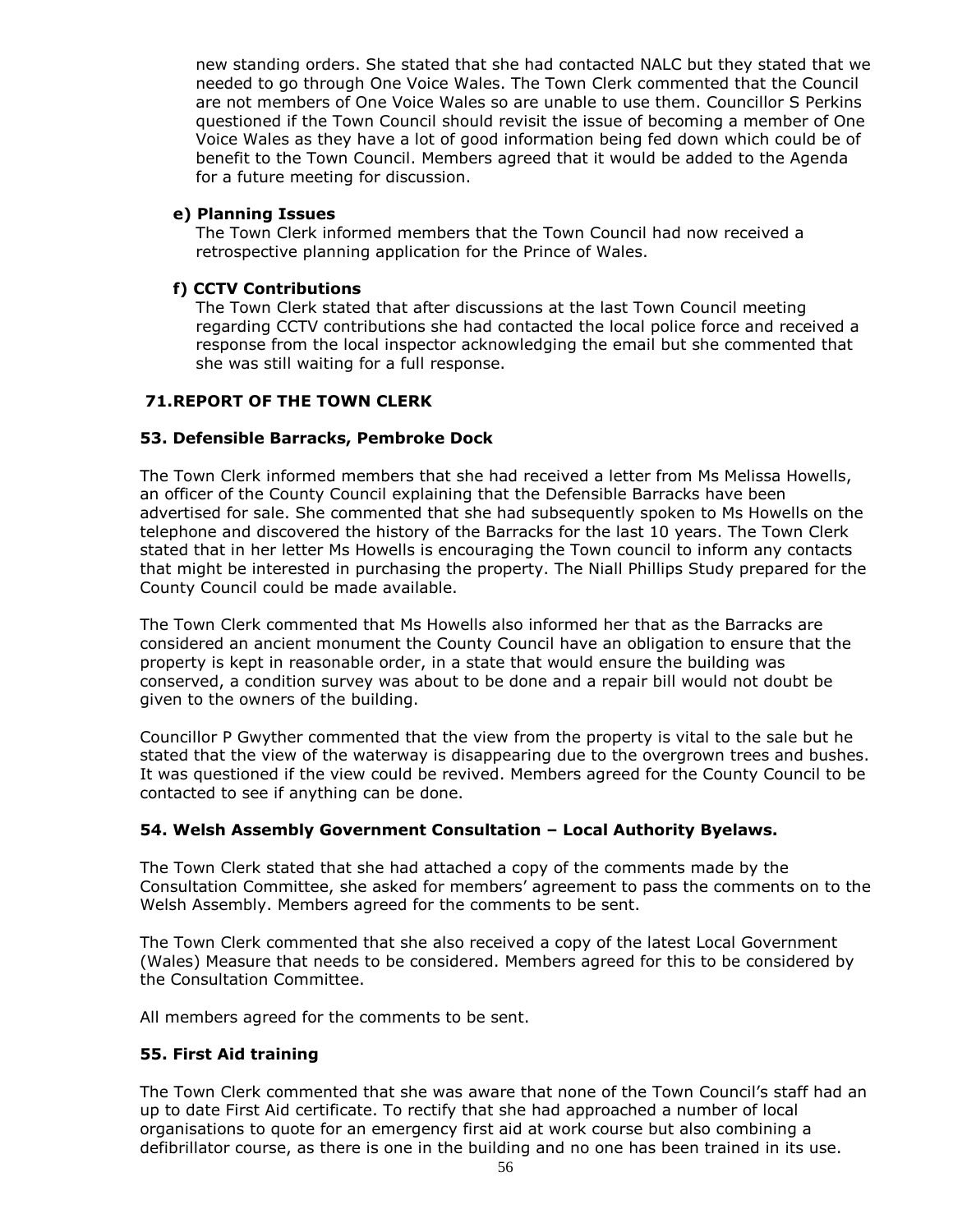new standing orders. She stated that she had contacted NALC but they stated that we needed to go through One Voice Wales. The Town Clerk commented that the Council are not members of One Voice Wales so are unable to use them. Councillor S Perkins questioned if the Town Council should revisit the issue of becoming a member of One Voice Wales as they have a lot of good information being fed down which could be of benefit to the Town Council. Members agreed that it would be added to the Agenda for a future meeting for discussion.

**e) Planning Issues**

The Town Clerk informed members that the Town Council had now received a retrospective planning application for the Prince of Wales.

**f) CCTV Contributions**

The Town Clerk stated that after discussions at the last Town Council meeting regarding CCTV contributions she had contacted the local police force and received a response from the local inspector acknowledging the email but she commented that she was still waiting for a full response.

## 71.REPORT OF THE TOWN CLERK

### 53. Defensible Barracks, Pembroke Dock

The Town Clerk informed members that she had received a letter from Ms Melissa Howells, an officer of the County Council explaining that the Defensible Barracks have been advertised for sale. She commented that she had subsequently spoken to Ms Howells on the telephone and discovered the history of the Barracks for the last 10 years. The Town Clerk stated that in her letter Ms Howells is encouraging the Town council to inform any contacts that might be interested in purchasing the property. The Niall Phillips Study prepared for the County Council could be made available.

The Town Clerk commented that Ms Howells also informed her that as the Barracks are considered an ancient monument the County Council have an obligation to ensure that the property is kept in reasonable order, in a state that would ensure the building was conserved, a condition survey was about to be done and a repair bill would not doubt be given to the owners of the building.

Councillor P Gwyther commented that the view from the property is vital to the sale but he stated that the view of the waterway is disappearing due to the overgrown trees and bushes. It was questioned if the view could be revived. Members agreed for the County Council to be contacted to see if anything can be done.

### 54. Welsh Assembly Government Consultation – Local Authority Byelaws.

The Town Clerk stated that she had attached a copy of the comments made by the Consultation Committee, she asked for members' agreement to pass the comments on to the Welsh Assembly. Members agreed for the comments to be sent.

The Town Clerk commented that she also received a copy of the latest Local Government (Wales) Measure that needs to be considered. Members agreed for this to be considered by the Consultation Committee.

All members agreed for the comments to be sent.

### 55. First Aid training

The Town Clerk commented that she was aware that none of the Town Council's staff had an up to date First Aid certificate. To rectify that she had approached a number of local organisations to quote for an emergency first aid at work course but also combining a defibrillator course, as there is one in the building and no one has been trained in its use.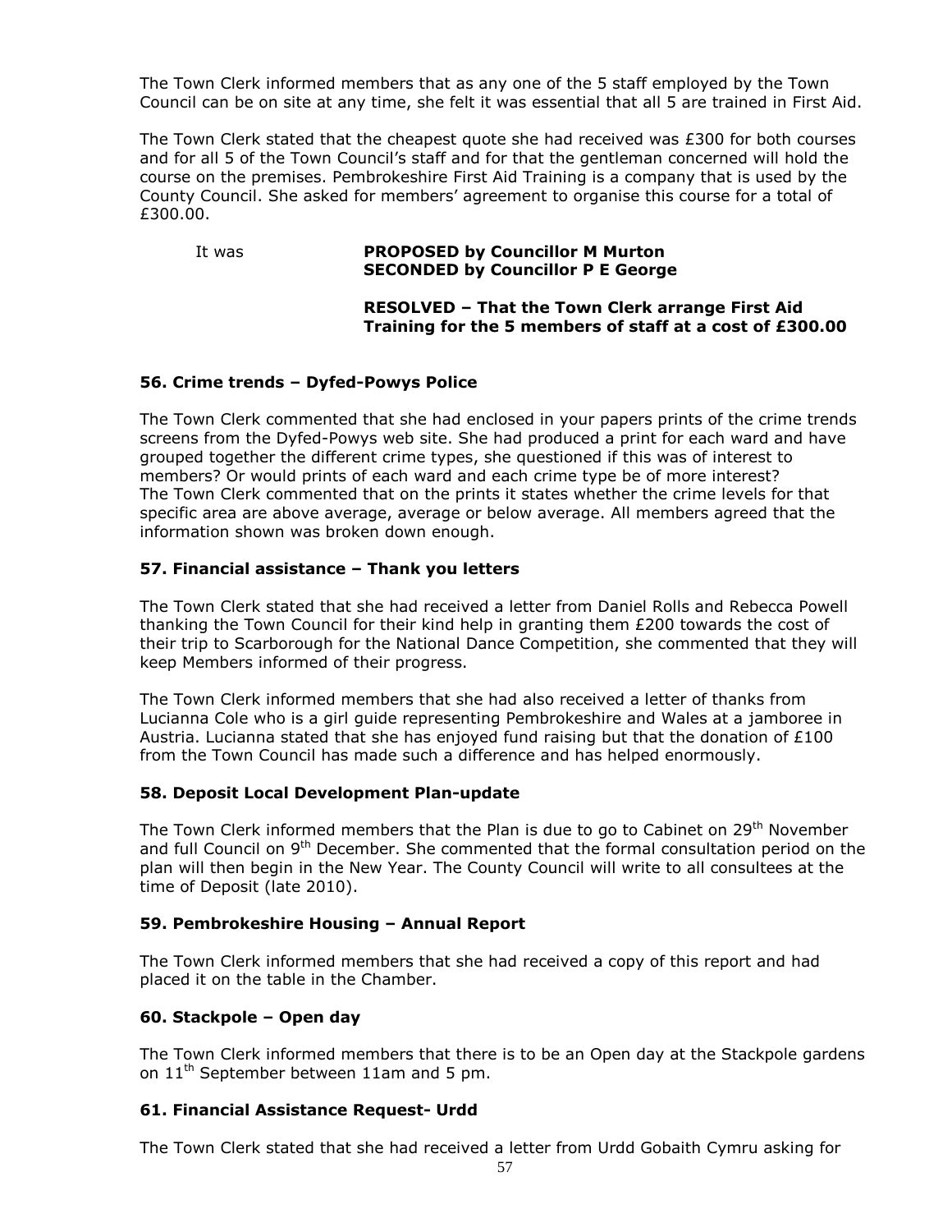The Town Clerk informed members that as any one of the 5 staff employed by the Town Council can be on site at any time, she felt it was essential that all 5 are trained in First Aid.

The Town Clerk stated that the cheapest quote she had received was £300 for both courses and for all 5 of the Town Council's staff and for that the gentleman concerned will hold the course on the premises. Pembrokeshire First Aid Training is a company that is used by the County Council. She asked for members' agreement to organise this course for a total of £300.00.

It was **PROPOSED by Councillor M Murton**
**SECONDED by Councillor P E George**

**RESOLVED – That the Town Clerk arrange First Aid Training for the 5 members of staff at a cost of £300.00**

### 56. Crime trends – Dyfed-Powys Police

The Town Clerk commented that she had enclosed in your papers prints of the crime trends screens from the Dyfed-Powys web site. She had produced a print for each ward and have grouped together the different crime types, she questioned if this was of interest to members? Or would prints of each ward and each crime type be of more interest?
The Town Clerk commented that on the prints it states whether the crime levels for that specific area are above average, average or below average. All members agreed that the information shown was broken down enough.

### 57. Financial assistance – Thank you letters

The Town Clerk stated that she had received a letter from Daniel Rolls and Rebecca Powell thanking the Town Council for their kind help in granting them £200 towards the cost of their trip to Scarborough for the National Dance Competition, she commented that they will keep Members informed of their progress.

The Town Clerk informed members that she had also received a letter of thanks from Lucianna Cole who is a girl guide representing Pembrokeshire and Wales at a jamboree in Austria. Lucianna stated that she has enjoyed fund raising but that the donation of £100 from the Town Council has made such a difference and has helped enormously.

### 58. Deposit Local Development Plan-update

The Town Clerk informed members that the Plan is due to go to Cabinet on 29th November and full Council on 9th December. She commented that the formal consultation period on the plan will then begin in the New Year. The County Council will write to all consultees at the time of Deposit (late 2010).

### 59. Pembrokeshire Housing – Annual Report

The Town Clerk informed members that she had received a copy of this report and had placed it on the table in the Chamber.

### 60. Stackpole – Open day

The Town Clerk informed members that there is to be an Open day at the Stackpole gardens on 11th September between 11am and 5 pm.

### 61. Financial Assistance Request- Urdd

The Town Clerk stated that she had received a letter from Urdd Gobaith Cymru asking for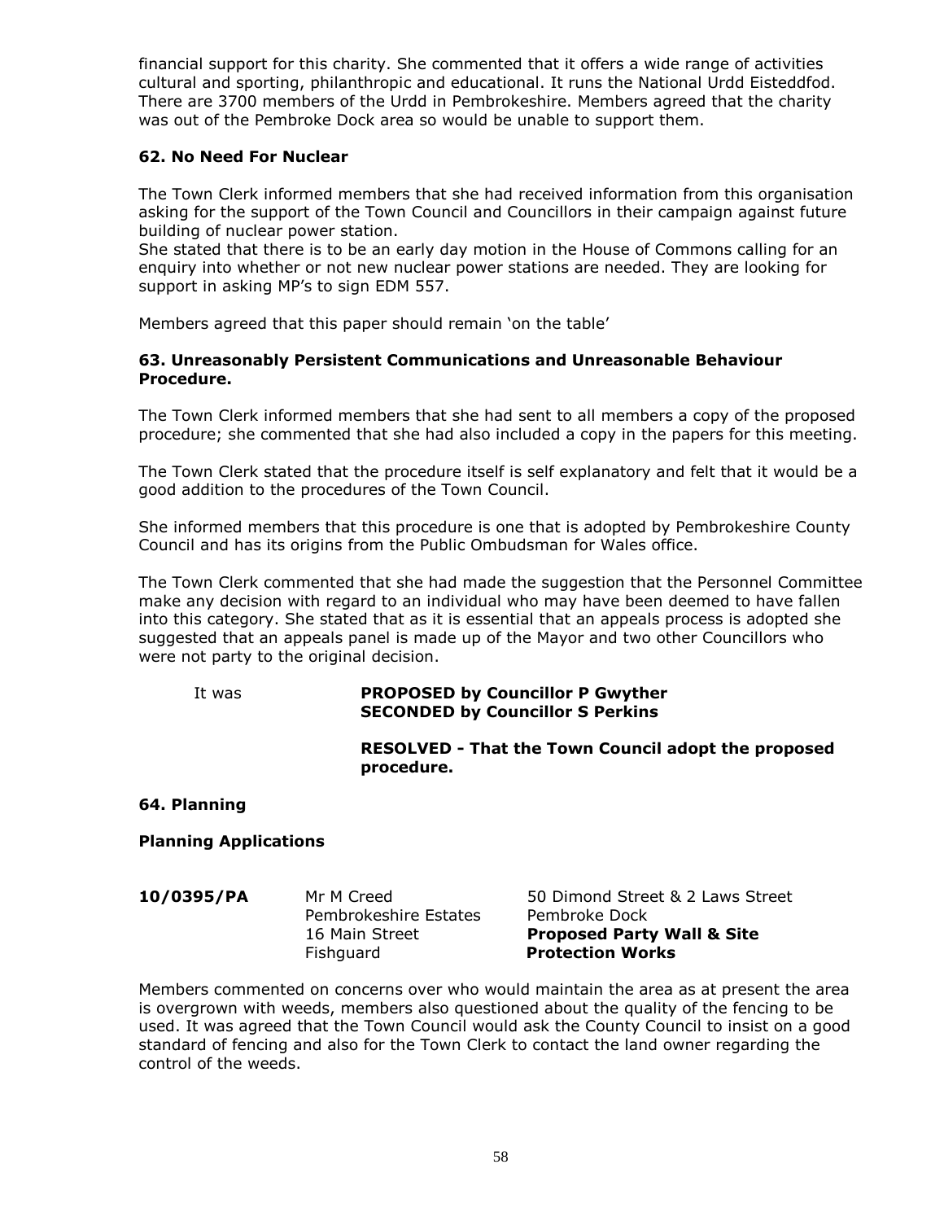financial support for this charity. She commented that it offers a wide range of activities cultural and sporting, philanthropic and educational. It runs the National Urdd Eisteddfod. There are 3700 members of the Urdd in Pembrokeshire. Members agreed that the charity was out of the Pembroke Dock area so would be unable to support them.

### 62. No Need For Nuclear

The Town Clerk informed members that she had received information from this organisation asking for the support of the Town Council and Councillors in their campaign against future building of nuclear power station.
She stated that there is to be an early day motion in the House of Commons calling for an enquiry into whether or not new nuclear power stations are needed. They are looking for support in asking MP's to sign EDM 557.

Members agreed that this paper should remain 'on the table'

### 63. Unreasonably Persistent Communications and Unreasonable Behaviour Procedure.

The Town Clerk informed members that she had sent to all members a copy of the proposed procedure; she commented that she had also included a copy in the papers for this meeting.

The Town Clerk stated that the procedure itself is self explanatory and felt that it would be a good addition to the procedures of the Town Council.

She informed members that this procedure is one that is adopted by Pembrokeshire County Council and has its origins from the Public Ombudsman for Wales office.

The Town Clerk commented that she had made the suggestion that the Personnel Committee make any decision with regard to an individual who may have been deemed to have fallen into this category. She stated that as it is essential that an appeals process is adopted she suggested that an appeals panel is made up of the Mayor and two other Councillors who were not party to the original decision.

It was **PROPOSED by Councillor P Gwyther**
**SECONDED by Councillor S Perkins**

**RESOLVED - That the Town Council adopt the proposed procedure.**

### 64. Planning

**Planning Applications**

| | | |
|---|---|---|
| **10/0395/PA** | Mr M Creed<br>Pembrokeshire Estates<br>16 Main Street<br>Fishguard | 50 Dimond Street & 2 Laws Street<br>Pembroke Dock<br>**Proposed Party Wall & Site Protection Works** |

Members commented on concerns over who would maintain the area as at present the area is overgrown with weeds, members also questioned about the quality of the fencing to be used. It was agreed that the Town Council would ask the County Council to insist on a good standard of fencing and also for the Town Clerk to contact the land owner regarding the control of the weeds.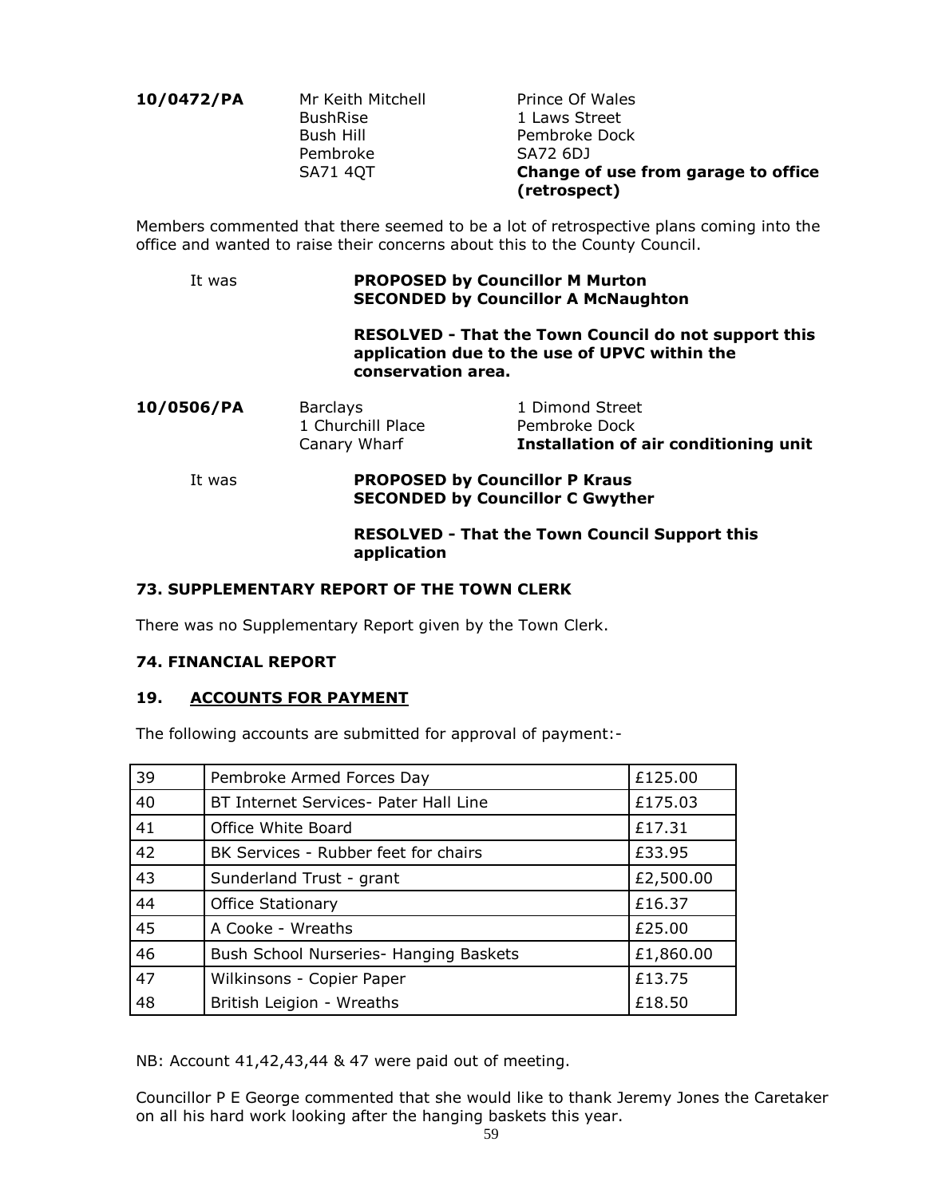**10/0472/PA** Mr Keith Mitchell, BushRise, Bush Hill, Pembroke, SA71 4QT — Prince Of Wales, 1 Laws Street, Pembroke Dock, SA72 6DJ
**Change of use from garage to office (retrospect)**

Members commented that there seemed to be a lot of retrospective plans coming into the office and wanted to raise their concerns about this to the County Council.

It was **PROPOSED by Councillor M Murton**
**SECONDED by Councillor A McNaughton**

**RESOLVED - That the Town Council do not support this application due to the use of UPVC within the conservation area.**

**10/0506/PA** Barclays, 1 Churchill Place, Canary Wharf — 1 Dimond Street, Pembroke Dock
**Installation of air conditioning unit**

It was **PROPOSED by Councillor P Kraus**
**SECONDED by Councillor C Gwyther**

**RESOLVED - That the Town Council Support this application**

### 73. SUPPLEMENTARY REPORT OF THE TOWN CLERK

There was no Supplementary Report given by the Town Clerk.

### 74. FINANCIAL REPORT

### 19. ACCOUNTS FOR PAYMENT

The following accounts are submitted for approval of payment:-

| | | |
|---|---|---|
| 39 | Pembroke Armed Forces Day | £125.00 |
| 40 | BT Internet Services- Pater Hall Line | £175.03 |
| 41 | Office White Board | £17.31 |
| 42 | BK Services - Rubber feet for chairs | £33.95 |
| 43 | Sunderland Trust - grant | £2,500.00 |
| 44 | Office Stationary | £16.37 |
| 45 | A Cooke - Wreaths | £25.00 |
| 46 | Bush School Nurseries- Hanging Baskets | £1,860.00 |
| 47 | Wilkinsons - Copier Paper | £13.75 |
| 48 | British Leigion - Wreaths | £18.50 |

NB: Account 41,42,43,44 & 47 were paid out of meeting.

Councillor P E George commented that she would like to thank Jeremy Jones the Caretaker on all his hard work looking after the hanging baskets this year.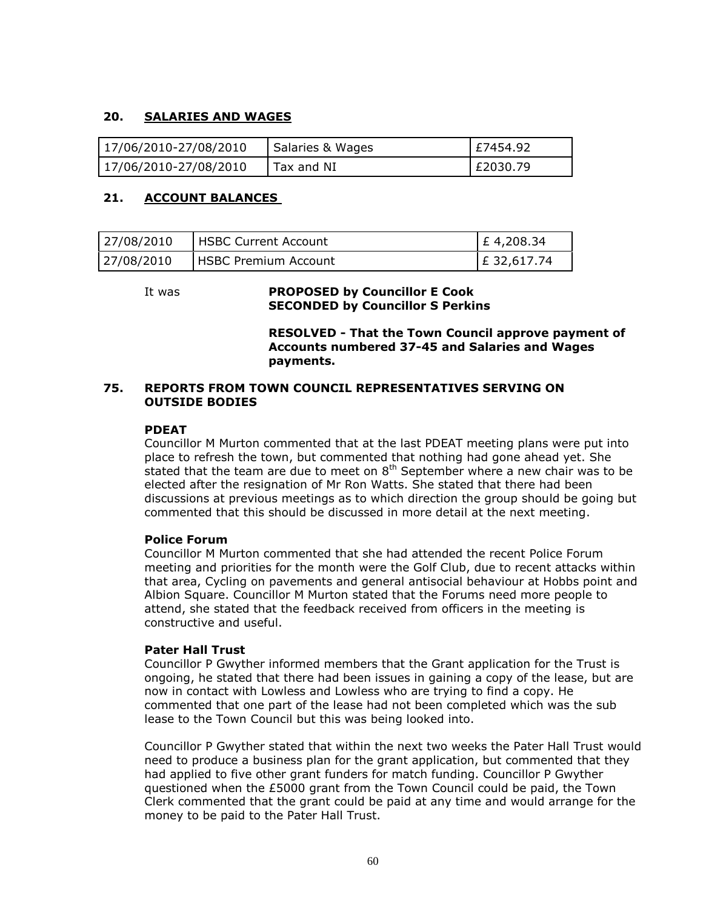## 20. SALARIES AND WAGES

| | | |
|---|---|---|
| 17/06/2010-27/08/2010 | Salaries & Wages | £7454.92 |
| 17/06/2010-27/08/2010 | Tax and NI | £2030.79 |

## 21. ACCOUNT BALANCES

| | | |
|---|---|---|
| 27/08/2010 | HSBC Current Account | £ 4,208.34 |
| 27/08/2010 | HSBC Premium Account | £ 32,617.74 |

It was **PROPOSED by Councillor E Cook**
**SECONDED by Councillor S Perkins**

**RESOLVED - That the Town Council approve payment of Accounts numbered 37-45 and Salaries and Wages payments.**

## 75. REPORTS FROM TOWN COUNCIL REPRESENTATIVES SERVING ON OUTSIDE BODIES

**PDEAT**

Councillor M Murton commented that at the last PDEAT meeting plans were put into place to refresh the town, but commented that nothing had gone ahead yet. She stated that the team are due to meet on 8th September where a new chair was to be elected after the resignation of Mr Ron Watts. She stated that there had been discussions at previous meetings as to which direction the group should be going but commented that this should be discussed in more detail at the next meeting.

**Police Forum**

Councillor M Murton commented that she had attended the recent Police Forum meeting and priorities for the month were the Golf Club, due to recent attacks within that area, Cycling on pavements and general antisocial behaviour at Hobbs point and Albion Square. Councillor M Murton stated that the Forums need more people to attend, she stated that the feedback received from officers in the meeting is constructive and useful.

**Pater Hall Trust**

Councillor P Gwyther informed members that the Grant application for the Trust is ongoing, he stated that there had been issues in gaining a copy of the lease, but are now in contact with Lowless and Lowless who are trying to find a copy. He commented that one part of the lease had not been completed which was the sub lease to the Town Council but this was being looked into.

Councillor P Gwyther stated that within the next two weeks the Pater Hall Trust would need to produce a business plan for the grant application, but commented that they had applied to five other grant funders for match funding. Councillor P Gwyther questioned when the £5000 grant from the Town Council could be paid, the Town Clerk commented that the grant could be paid at any time and would arrange for the money to be paid to the Pater Hall Trust.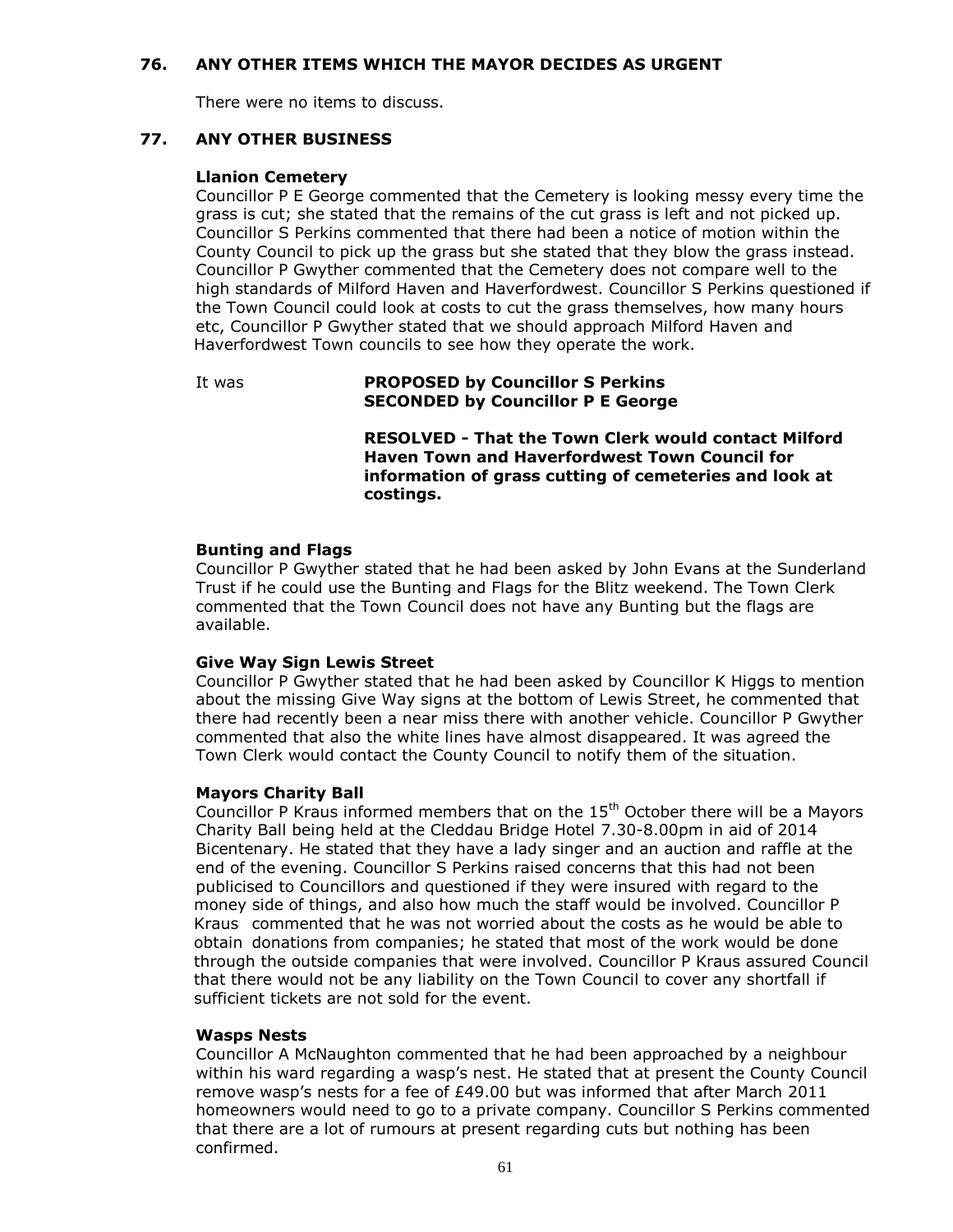## 76. ANY OTHER ITEMS WHICH THE MAYOR DECIDES AS URGENT

There were no items to discuss.

## 77. ANY OTHER BUSINESS

### Llanion Cemetery

Councillor P E George commented that the Cemetery is looking messy every time the grass is cut; she stated that the remains of the cut grass is left and not picked up. Councillor S Perkins commented that there had been a notice of motion within the County Council to pick up the grass but she stated that they blow the grass instead. Councillor P Gwyther commented that the Cemetery does not compare well to the high standards of Milford Haven and Haverfordwest. Councillor S Perkins questioned if the Town Council could look at costs to cut the grass themselves, how many hours etc, Councillor P Gwyther stated that we should approach Milford Haven and Haverfordwest Town councils to see how they operate the work.

It was **PROPOSED by Councillor S Perkins**
**SECONDED by Councillor P E George**

**RESOLVED - That the Town Clerk would contact Milford Haven Town and Haverfordwest Town Council for information of grass cutting of cemeteries and look at costings.**

### Bunting and Flags

Councillor P Gwyther stated that he had been asked by John Evans at the Sunderland Trust if he could use the Bunting and Flags for the Blitz weekend. The Town Clerk commented that the Town Council does not have any Bunting but the flags are available.

### Give Way Sign Lewis Street

Councillor P Gwyther stated that he had been asked by Councillor K Higgs to mention about the missing Give Way signs at the bottom of Lewis Street, he commented that there had recently been a near miss there with another vehicle. Councillor P Gwyther commented that also the white lines have almost disappeared. It was agreed the Town Clerk would contact the County Council to notify them of the situation.

### Mayors Charity Ball

Councillor P Kraus informed members that on the 15th October there will be a Mayors Charity Ball being held at the Cleddau Bridge Hotel 7.30-8.00pm in aid of 2014 Bicentenary. He stated that they have a lady singer and an auction and raffle at the end of the evening. Councillor S Perkins raised concerns that this had not been publicised to Councillors and questioned if they were insured with regard to the money side of things, and also how much the staff would be involved. Councillor P Kraus commented that he was not worried about the costs as he would be able to obtain donations from companies; he stated that most of the work would be done through the outside companies that were involved. Councillor P Kraus assured Council that there would not be any liability on the Town Council to cover any shortfall if sufficient tickets are not sold for the event.

### Wasps Nests

Councillor A McNaughton commented that he had been approached by a neighbour within his ward regarding a wasp's nest. He stated that at present the County Council remove wasp's nests for a fee of £49.00 but was informed that after March 2011 homeowners would need to go to a private company. Councillor S Perkins commented that there are a lot of rumours at present regarding cuts but nothing has been confirmed.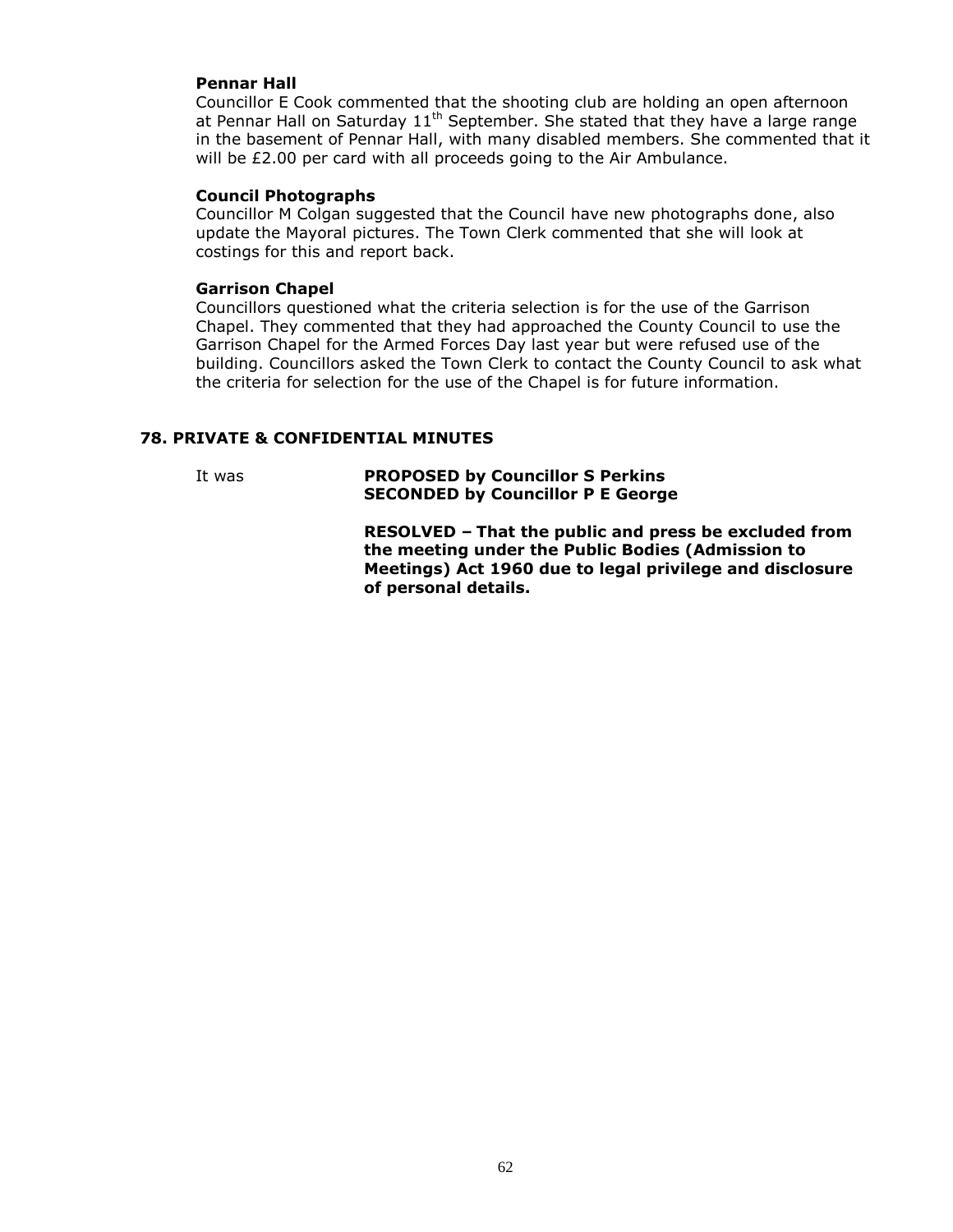**Pennar Hall**

Councillor E Cook commented that the shooting club are holding an open afternoon at Pennar Hall on Saturday 11th September. She stated that they have a large range in the basement of Pennar Hall, with many disabled members. She commented that it will be £2.00 per card with all proceeds going to the Air Ambulance.

**Council Photographs**

Councillor M Colgan suggested that the Council have new photographs done, also update the Mayoral pictures. The Town Clerk commented that she will look at costings for this and report back.

**Garrison Chapel**

Councillors questioned what the criteria selection is for the use of the Garrison Chapel. They commented that they had approached the County Council to use the Garrison Chapel for the Armed Forces Day last year but were refused use of the building. Councillors asked the Town Clerk to contact the County Council to ask what the criteria for selection for the use of the Chapel is for future information.

## 78. PRIVATE & CONFIDENTIAL MINUTES

It was **PROPOSED by Councillor S Perkins**
**SECONDED by Councillor P E George**

**RESOLVED – That the public and press be excluded from the meeting under the Public Bodies (Admission to Meetings) Act 1960 due to legal privilege and disclosure of personal details.**